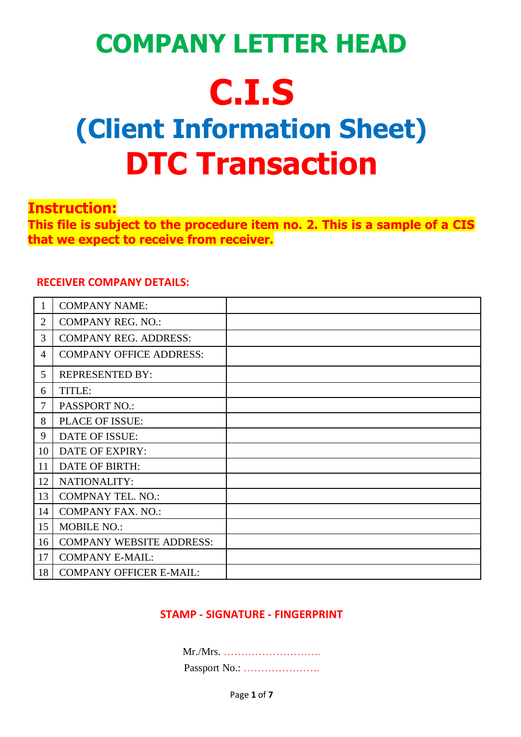# COMPANY LETTER HEAD

# C.I.S

# (Client Information Sheet)

# DTC Transaction

**Instruction:**

**This file is subject to the procedure item no. 2. This is a sample of a CIS that we expect to receive from receiver.**

**RECEIVER COMPANY DETAILS:**

| | | |
|---|---|---|
| 1 | COMPANY NAME: | |
| 2 | COMPANY REG. NO.: | |
| 3 | COMPANY REG. ADDRESS: | |
| 4 | COMPANY OFFICE ADDRESS: | |
| 5 | REPRESENTED BY: | |
| 6 | TITLE: | |
| 7 | PASSPORT NO.: | |
| 8 | PLACE OF ISSUE: | |
| 9 | DATE OF ISSUE: | |
| 10 | DATE OF EXPIRY: | |
| 11 | DATE OF BIRTH: | |
| 12 | NATIONALITY: | |
| 13 | COMPNAY TEL. NO.: | |
| 14 | COMPANY FAX. NO.: | |
| 15 | MOBILE NO.: | |
| 16 | COMPANY WEBSITE ADDRESS: | |
| 17 | COMPANY E-MAIL: | |
| 18 | COMPANY OFFICER E-MAIL: | |

**STAMP - SIGNATURE - FINGERPRINT**

Mr./Mrs. ……………………….

Passport No.: ………………….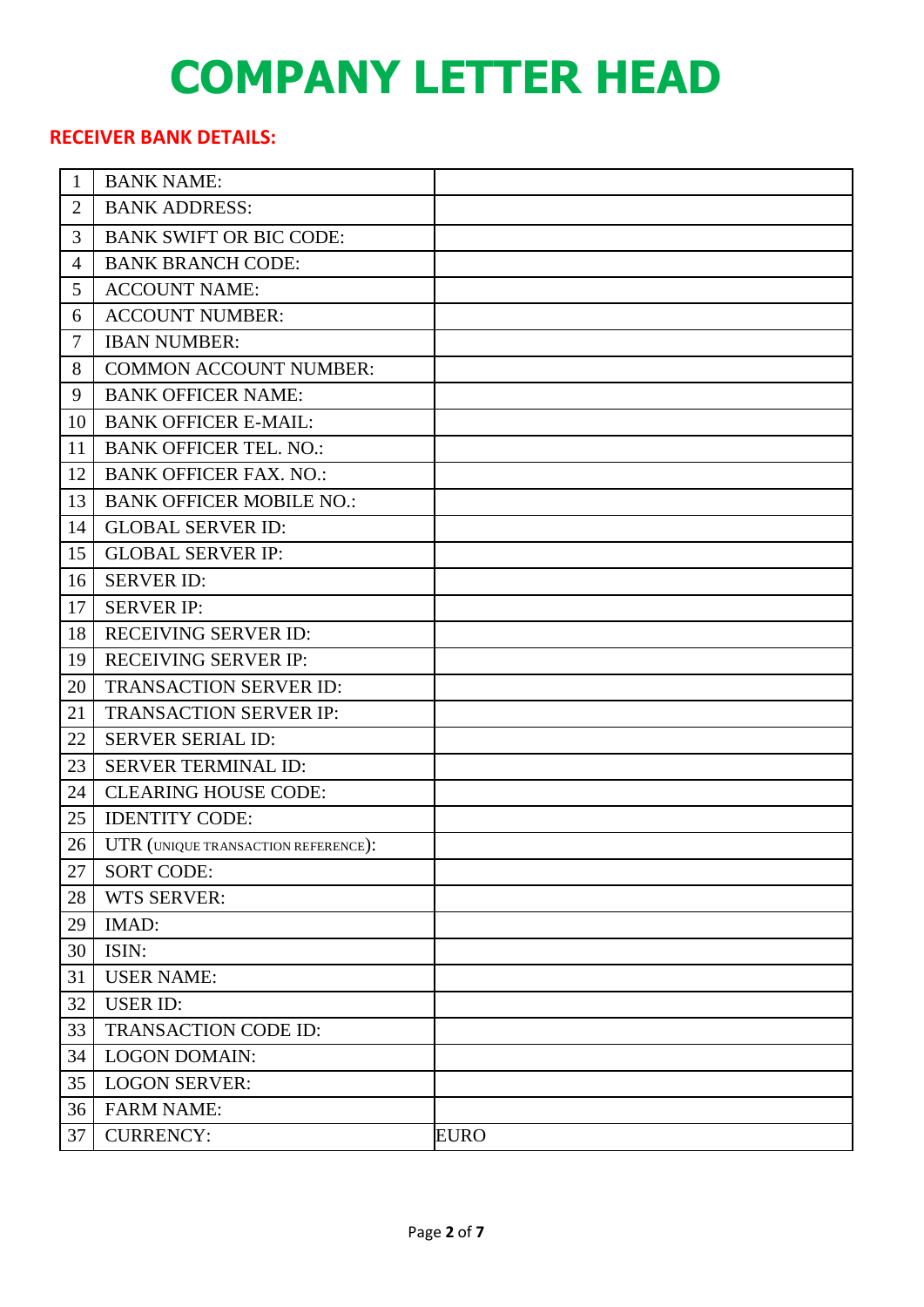# COMPANY LETTER HEAD

**RECEIVER BANK DETAILS:**

| | | |
|---|---|---|
| 1 | BANK NAME: | |
| 2 | BANK ADDRESS: | |
| 3 | BANK SWIFT OR BIC CODE: | |
| 4 | BANK BRANCH CODE: | |
| 5 | ACCOUNT NAME: | |
| 6 | ACCOUNT NUMBER: | |
| 7 | IBAN NUMBER: | |
| 8 | COMMON ACCOUNT NUMBER: | |
| 9 | BANK OFFICER NAME: | |
| 10 | BANK OFFICER E-MAIL: | |
| 11 | BANK OFFICER TEL. NO.: | |
| 12 | BANK OFFICER FAX. NO.: | |
| 13 | BANK OFFICER MOBILE NO.: | |
| 14 | GLOBAL SERVER ID: | |
| 15 | GLOBAL SERVER IP: | |
| 16 | SERVER ID: | |
| 17 | SERVER IP: | |
| 18 | RECEIVING SERVER ID: | |
| 19 | RECEIVING SERVER IP: | |
| 20 | TRANSACTION SERVER ID: | |
| 21 | TRANSACTION SERVER IP: | |
| 22 | SERVER SERIAL ID: | |
| 23 | SERVER TERMINAL ID: | |
| 24 | CLEARING HOUSE CODE: | |
| 25 | IDENTITY CODE: | |
| 26 | UTR (UNIQUE TRANSACTION REFERENCE): | |
| 27 | SORT CODE: | |
| 28 | WTS SERVER: | |
| 29 | IMAD: | |
| 30 | ISIN: | |
| 31 | USER NAME: | |
| 32 | USER ID: | |
| 33 | TRANSACTION CODE ID: | |
| 34 | LOGON DOMAIN: | |
| 35 | LOGON SERVER: | |
| 36 | FARM NAME: | |
| 37 | CURRENCY: | EURO |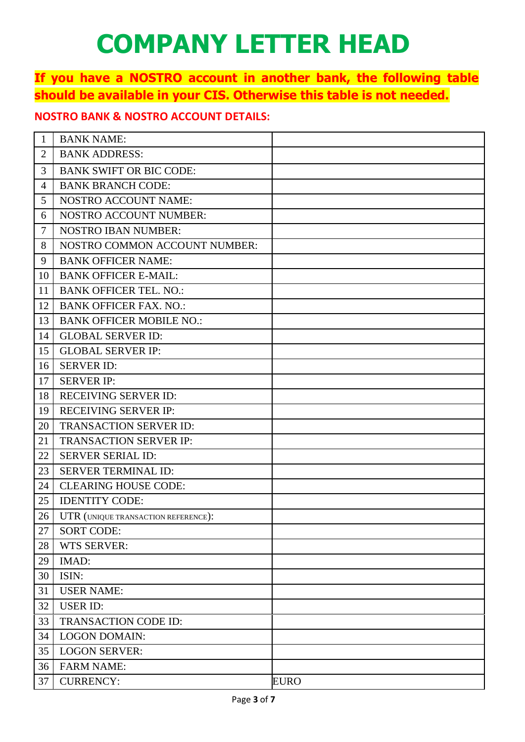# COMPANY LETTER HEAD

**If you have a NOSTRO account in another bank, the following table should be available in your CIS. Otherwise this table is not needed.**

**NOSTRO BANK & NOSTRO ACCOUNT DETAILS:**

| | | |
|---|---|---|
| 1 | BANK NAME: | |
| 2 | BANK ADDRESS: | |
| 3 | BANK SWIFT OR BIC CODE: | |
| 4 | BANK BRANCH CODE: | |
| 5 | NOSTRO ACCOUNT NAME: | |
| 6 | NOSTRO ACCOUNT NUMBER: | |
| 7 | NOSTRO IBAN NUMBER: | |
| 8 | NOSTRO COMMON ACCOUNT NUMBER: | |
| 9 | BANK OFFICER NAME: | |
| 10 | BANK OFFICER E-MAIL: | |
| 11 | BANK OFFICER TEL. NO.: | |
| 12 | BANK OFFICER FAX. NO.: | |
| 13 | BANK OFFICER MOBILE NO.: | |
| 14 | GLOBAL SERVER ID: | |
| 15 | GLOBAL SERVER IP: | |
| 16 | SERVER ID: | |
| 17 | SERVER IP: | |
| 18 | RECEIVING SERVER ID: | |
| 19 | RECEIVING SERVER IP: | |
| 20 | TRANSACTION SERVER ID: | |
| 21 | TRANSACTION SERVER IP: | |
| 22 | SERVER SERIAL ID: | |
| 23 | SERVER TERMINAL ID: | |
| 24 | CLEARING HOUSE CODE: | |
| 25 | IDENTITY CODE: | |
| 26 | UTR (UNIQUE TRANSACTION REFERENCE): | |
| 27 | SORT CODE: | |
| 28 | WTS SERVER: | |
| 29 | IMAD: | |
| 30 | ISIN: | |
| 31 | USER NAME: | |
| 32 | USER ID: | |
| 33 | TRANSACTION CODE ID: | |
| 34 | LOGON DOMAIN: | |
| 35 | LOGON SERVER: | |
| 36 | FARM NAME: | |
| 37 | CURRENCY: | EURO |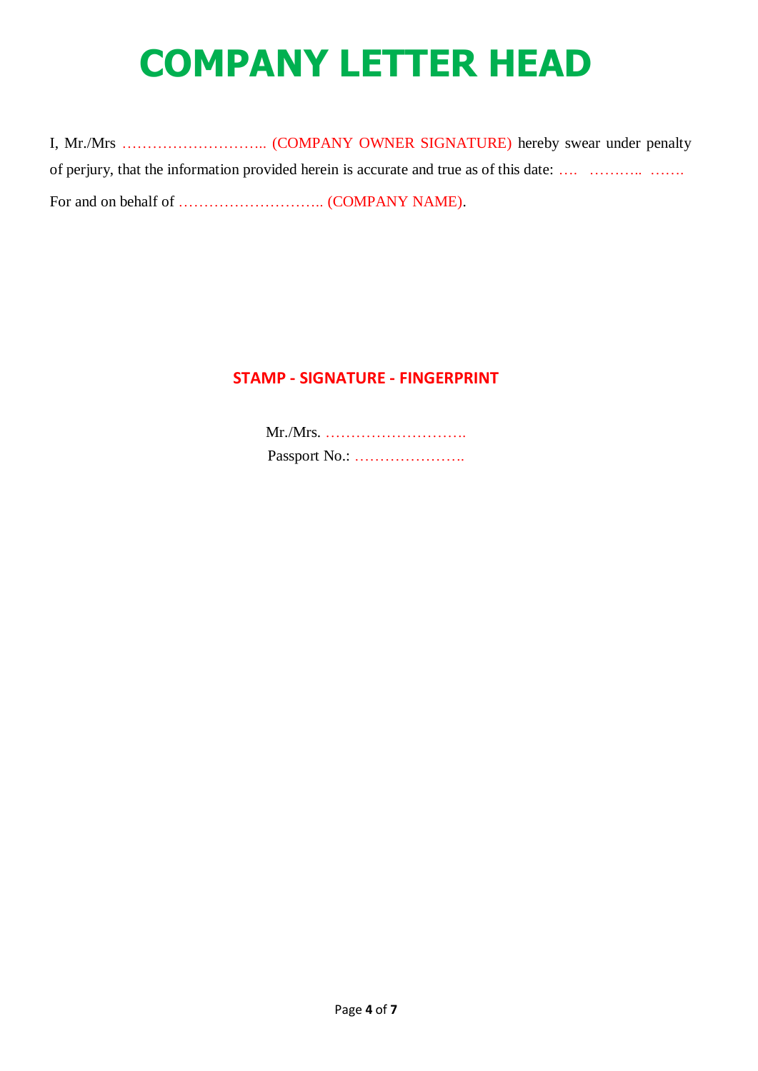# COMPANY LETTER HEAD

I, Mr./Mrs ……………………….. (COMPANY OWNER SIGNATURE) hereby swear under penalty of perjury, that the information provided herein is accurate and true as of this date: …. ……….. …….

For and on behalf of ……………………….. (COMPANY NAME).

**STAMP - SIGNATURE - FINGERPRINT**

Mr./Mrs. ……………………….

Passport No.: ………………….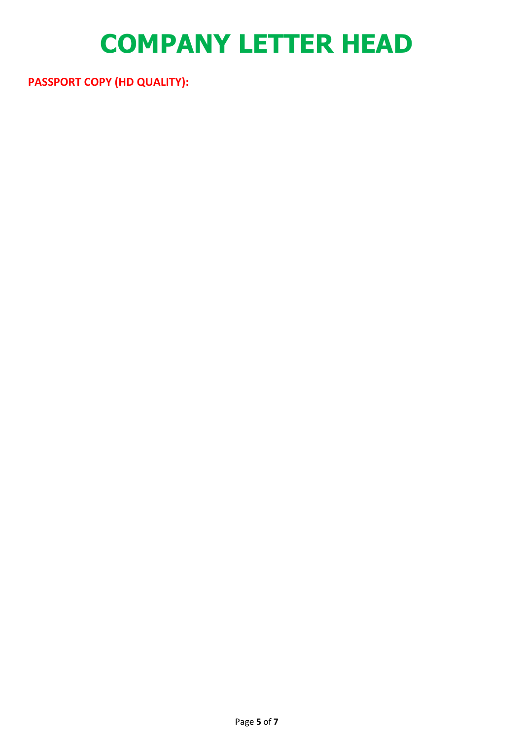# COMPANY LETTER HEAD

**PASSPORT COPY (HD QUALITY):**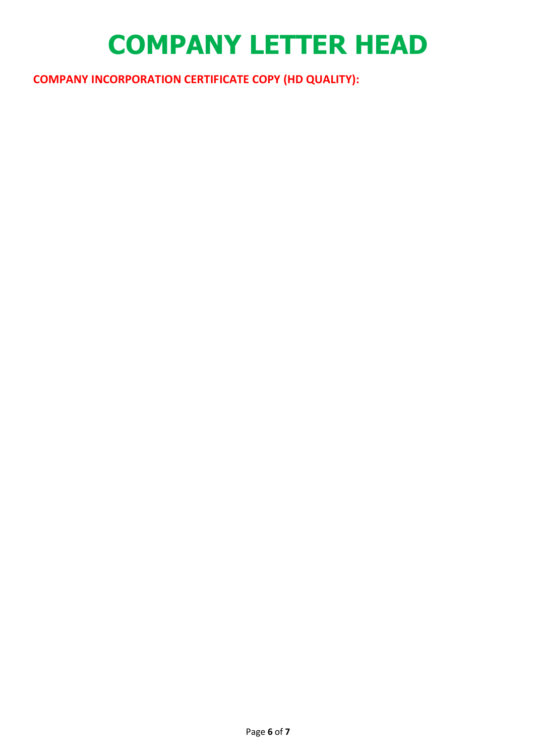# COMPANY LETTER HEAD

**COMPANY INCORPORATION CERTIFICATE COPY (HD QUALITY):**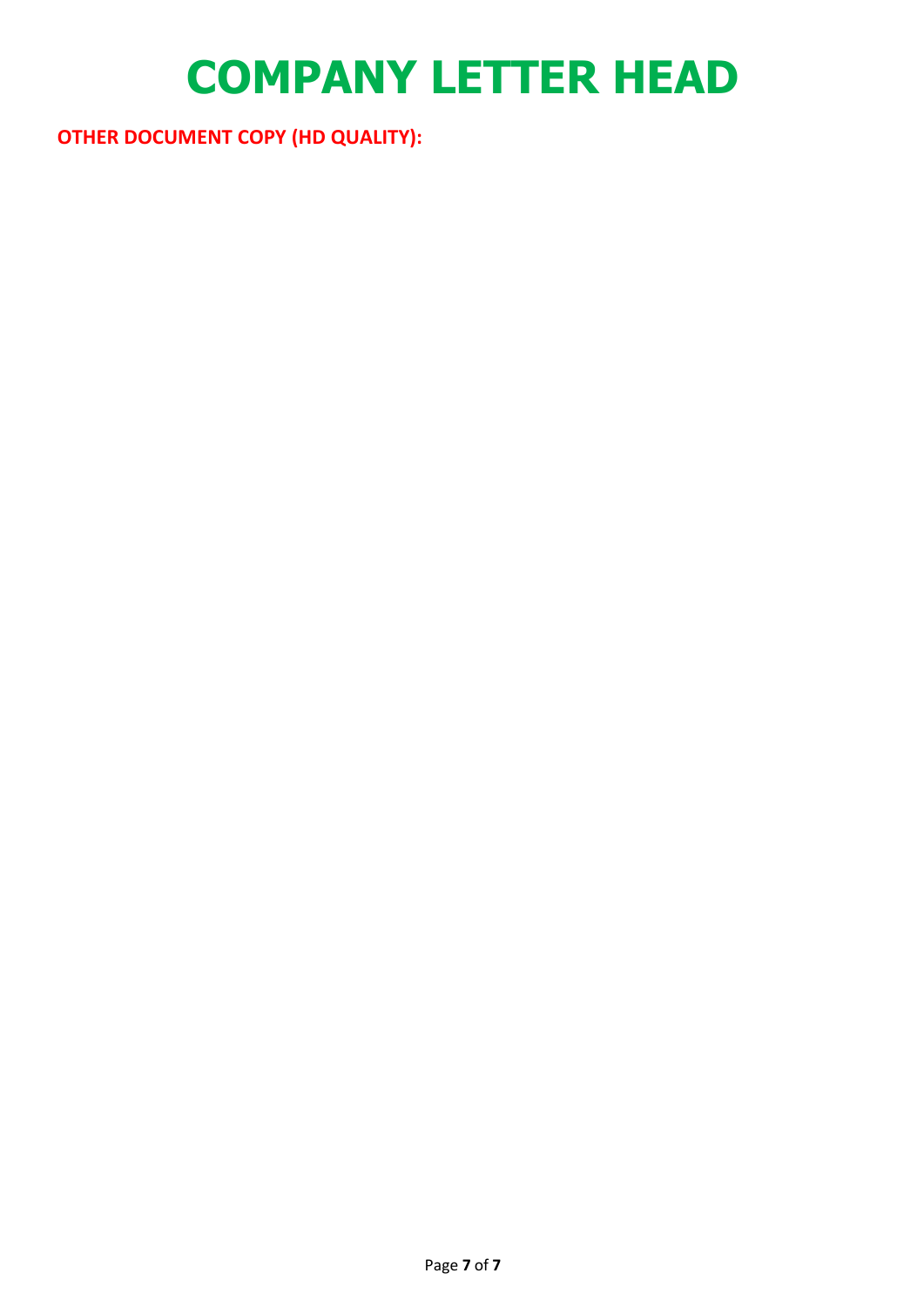# COMPANY LETTER HEAD

**OTHER DOCUMENT COPY (HD QUALITY):**